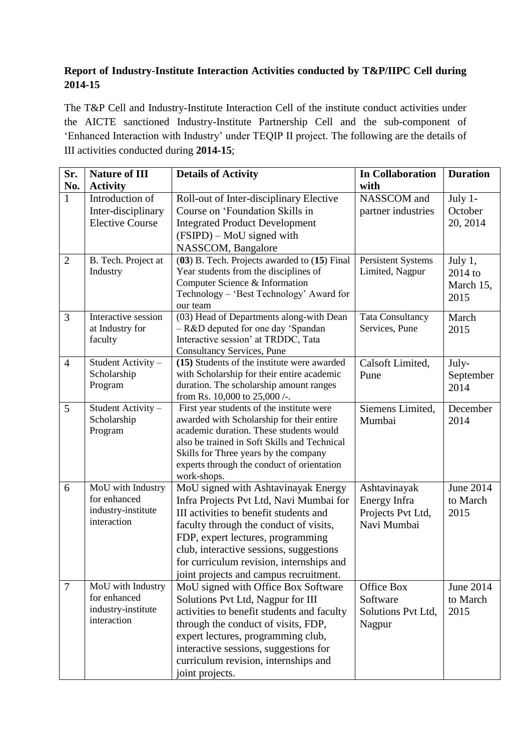**Report of Industry-Institute Interaction Activities conducted by T&P/IIPC Cell during 2014-15**

The T&P Cell and Industry-Institute Interaction Cell of the institute conduct activities under the AICTE sanctioned Industry-Institute Partnership Cell and the sub-component of 'Enhanced Interaction with Industry' under TEQIP II project. The following are the details of III activities conducted during **2014-15**;

| Sr. No. | Nature of III Activity | Details of Activity | In Collaboration with | Duration |
|---|---|---|---|---|
| 1 | Introduction of Inter-disciplinary Elective Course | Roll-out of Inter-disciplinary Elective Course on 'Foundation Skills in Integrated Product Development (FSIPD) – MoU signed with NASSCOM, Bangalore | NASSCOM and partner industries | July 1-October 20, 2014 |
| 2 | B. Tech. Project at Industry | (**03**) B. Tech. Projects awarded to (**15**) Final Year students from the disciplines of Computer Science & Information Technology – 'Best Technology' Award for our team | Persistent Systems Limited, Nagpur | July 1, 2014 to March 15, 2015 |
| 3 | Interactive session at Industry for faculty | (03) Head of Departments along-with Dean – R&D deputed for one day 'Spandan Interactive session' at TRDDC, Tata Consultancy Services, Pune | Tata Consultancy Services, Pune | March 2015 |
| 4 | Student Activity – Scholarship Program | **(15)** Students of the institute were awarded with Scholarship for their entire academic duration. The scholarship amount ranges from Rs. 10,000 to 25,000 /-. | Calsoft Limited, Pune | July-September 2014 |
| 5 | Student Activity – Scholarship Program | First year students of the institute were awarded with Scholarship for their entire academic duration. These students would also be trained in Soft Skills and Technical Skills for Three years by the company experts through the conduct of orientation work-shops. | Siemens Limited, Mumbai | December 2014 |
| 6 | MoU with Industry for enhanced industry-institute interaction | MoU signed with Ashtavinayak Energy Infra Projects Pvt Ltd, Navi Mumbai for III activities to benefit students and faculty through the conduct of visits, FDP, expert lectures, programming club, interactive sessions, suggestions for curriculum revision, internships and joint projects and campus recruitment. | Ashtavinayak Energy Infra Projects Pvt Ltd, Navi Mumbai | June 2014 to March 2015 |
| 7 | MoU with Industry for enhanced industry-institute interaction | MoU signed with Office Box Software Solutions Pvt Ltd, Nagpur for III activities to benefit students and faculty through the conduct of visits, FDP, expert lectures, programming club, interactive sessions, suggestions for curriculum revision, internships and joint projects. | Office Box Software Solutions Pvt Ltd, Nagpur | June 2014 to March 2015 |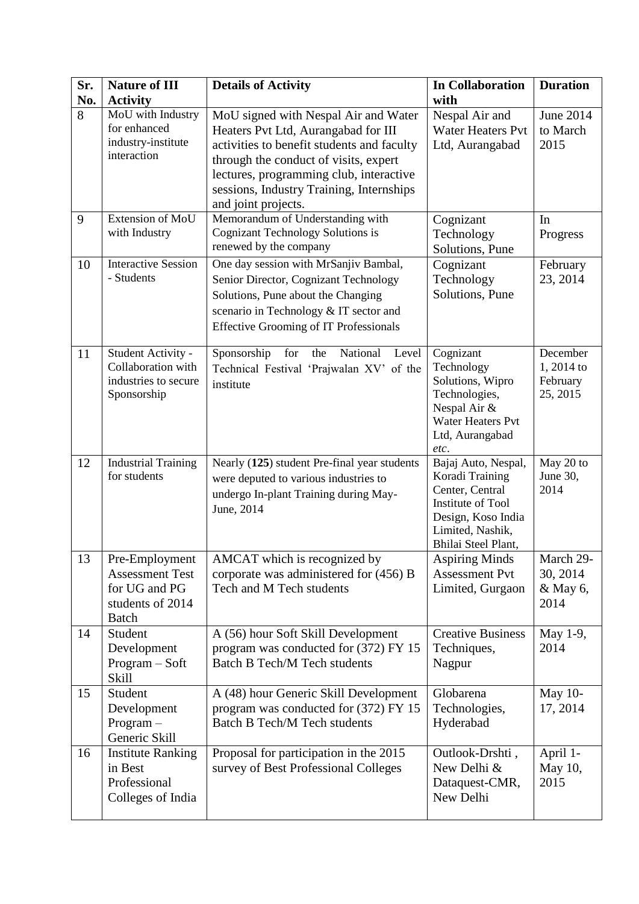| Sr. No. | Nature of III Activity | Details of Activity | In Collaboration with | Duration |
|---|---|---|---|---|
| 8 | MoU with Industry for enhanced industry-institute interaction | MoU signed with Nespal Air and Water Heaters Pvt Ltd, Aurangabad for III activities to benefit students and faculty through the conduct of visits, expert lectures, programming club, interactive sessions, Industry Training, Internships and joint projects. | Nespal Air and Water Heaters Pvt Ltd, Aurangabad | June 2014 to March 2015 |
| 9 | Extension of MoU with Industry | Memorandum of Understanding with Cognizant Technology Solutions is renewed by the company | Cognizant Technology Solutions, Pune | In Progress |
| 10 | Interactive Session - Students | One day session with MrSanjiv Bambal, Senior Director, Cognizant Technology Solutions, Pune about the Changing scenario in Technology & IT sector and Effective Grooming of IT Professionals | Cognizant Technology Solutions, Pune | February 23, 2014 |
| 11 | Student Activity - Collaboration with industries to secure Sponsorship | Sponsorship for the National Level Technical Festival 'Prajwalan XV' of the institute | Cognizant Technology Solutions, Wipro Technologies, Nespal Air & Water Heaters Pvt Ltd, Aurangabad *etc*. | December 1, 2014 to February 25, 2015 |
| 12 | Industrial Training for students | Nearly (**125**) student Pre-final year students were deputed to various industries to undergo In-plant Training during May-June, 2014 | Bajaj Auto, Nespal, Koradi Training Center, Central Institute of Tool Design, Koso India Limited, Nashik, Bhilai Steel Plant, | May 20 to June 30, 2014 |
| 13 | Pre-Employment Assessment Test for UG and PG students of 2014 Batch | AMCAT which is recognized by corporate was administered for (456) B Tech and M Tech students | Aspiring Minds Assessment Pvt Limited, Gurgaon | March 29-30, 2014 & May 6, 2014 |
| 14 | Student Development Program – Soft Skill | A (56) hour Soft Skill Development program was conducted for (372) FY 15 Batch B Tech/M Tech students | Creative Business Techniques, Nagpur | May 1-9, 2014 |
| 15 | Student Development Program – Generic Skill | A (48) hour Generic Skill Development program was conducted for (372) FY 15 Batch B Tech/M Tech students | Globarena Technologies, Hyderabad | May 10-17, 2014 |
| 16 | Institute Ranking in Best Professional Colleges of India | Proposal for participation in the 2015 survey of Best Professional Colleges | Outlook-Drshti, New Delhi & Dataquest-CMR, New Delhi | April 1-May 10, 2015 |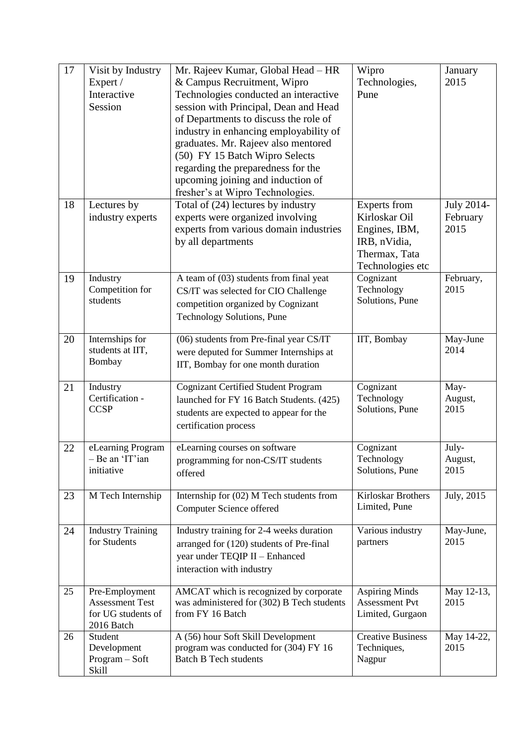| 17 | Visit by Industry Expert / Interactive Session | Mr. Rajeev Kumar, Global Head – HR & Campus Recruitment, Wipro Technologies conducted an interactive session with Principal, Dean and Head of Departments to discuss the role of industry in enhancing employability of graduates. Mr. Rajeev also mentored (50) FY 15 Batch Wipro Selects regarding the preparedness for the upcoming joining and induction of fresher's at Wipro Technologies. | Wipro Technologies, Pune | January 2015 |
|---|---|---|---|---|
| 18 | Lectures by industry experts | Total of (24) lectures by industry experts were organized involving experts from various domain industries by all departments | Experts from Kirloskar Oil Engines, IBM, IRB, nVidia, Thermax, Tata Technologies etc | July 2014-February 2015 |
| 19 | Industry Competition for students | A team of (03) students from final yeat CS/IT was selected for CIO Challenge competition organized by Cognizant Technology Solutions, Pune | Cognizant Technology Solutions, Pune | February, 2015 |
| 20 | Internships for students at IIT, Bombay | (06) students from Pre-final year CS/IT were deputed for Summer Internships at IIT, Bombay for one month duration | IIT, Bombay | May-June 2014 |
| 21 | Industry Certification - CCSP | Cognizant Certified Student Program launched for FY 16 Batch Students. (425) students are expected to appear for the certification process | Cognizant Technology Solutions, Pune | May-August, 2015 |
| 22 | eLearning Program – Be an 'IT'ian initiative | eLearning courses on software programming for non-CS/IT students offered | Cognizant Technology Solutions, Pune | July-August, 2015 |
| 23 | M Tech Internship | Internship for (02) M Tech students from Computer Science offered | Kirloskar Brothers Limited, Pune | July, 2015 |
| 24 | Industry Training for Students | Industry training for 2-4 weeks duration arranged for (120) students of Pre-final year under TEQIP II – Enhanced interaction with industry | Various industry partners | May-June, 2015 |
| 25 | Pre-Employment Assessment Test for UG students of 2016 Batch | AMCAT which is recognized by corporate was administered for (302) B Tech students from FY 16 Batch | Aspiring Minds Assessment Pvt Limited, Gurgaon | May 12-13, 2015 |
| 26 | Student Development Program – Soft Skill | A (56) hour Soft Skill Development program was conducted for (304) FY 16 Batch B Tech students | Creative Business Techniques, Nagpur | May 14-22, 2015 |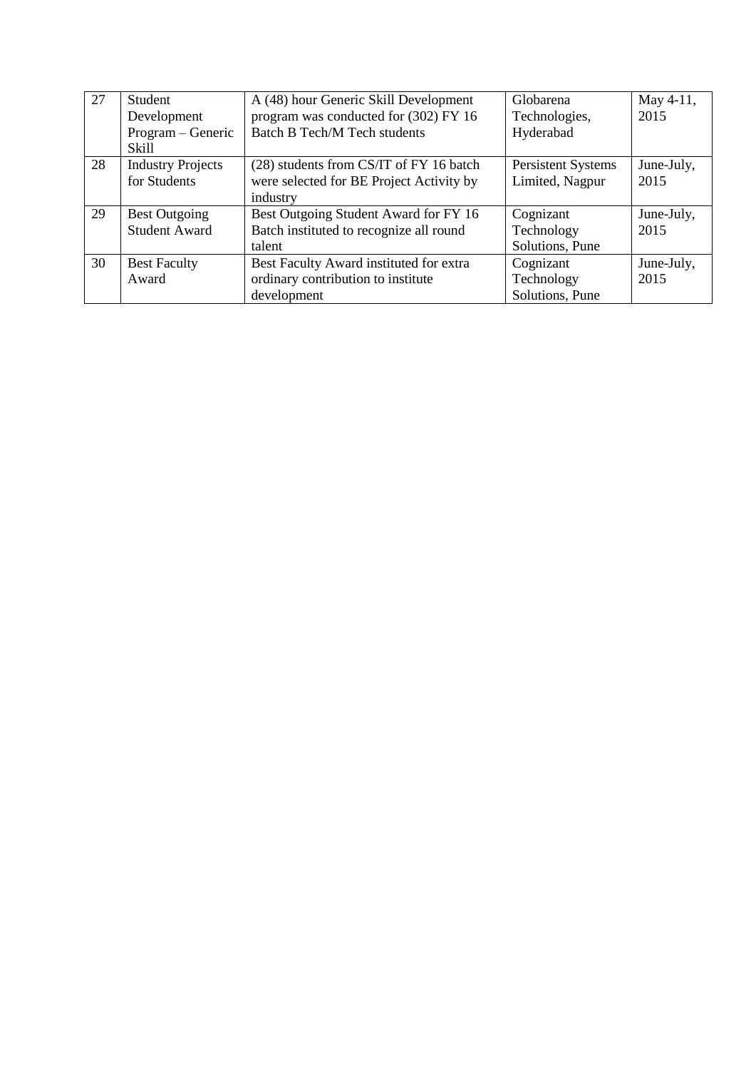| | | | | |
|---|---|---|---|---|
| 27 | Student Development Program – Generic Skill | A (48) hour Generic Skill Development program was conducted for (302) FY 16 Batch B Tech/M Tech students | Globarena Technologies, Hyderabad | May 4-11, 2015 |
| 28 | Industry Projects for Students | (28) students from CS/IT of FY 16 batch were selected for BE Project Activity by industry | Persistent Systems Limited, Nagpur | June-July, 2015 |
| 29 | Best Outgoing Student Award | Best Outgoing Student Award for FY 16 Batch instituted to recognize all round talent | Cognizant Technology Solutions, Pune | June-July, 2015 |
| 30 | Best Faculty Award | Best Faculty Award instituted for extra ordinary contribution to institute development | Cognizant Technology Solutions, Pune | June-July, 2015 |